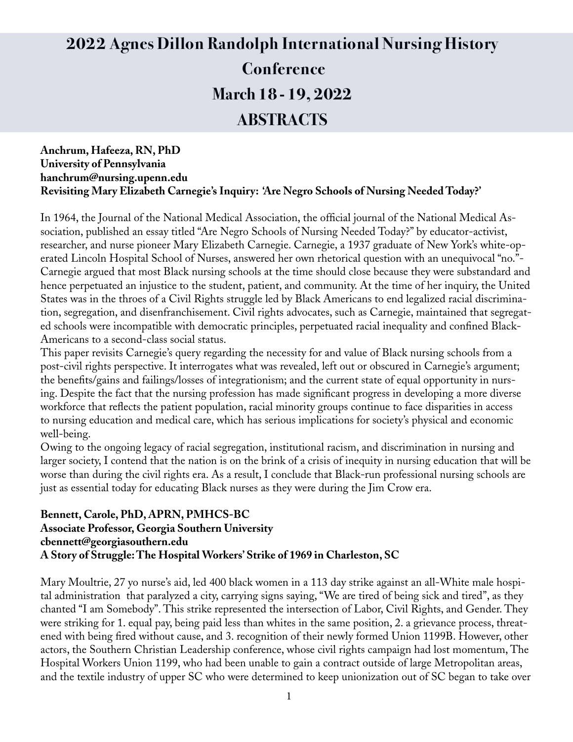# 2022 Agnes Dillon Randolph International Nursing History Conference

# March 18 - 19, 2022

# ABSTRACTS

**Anchrum, Hafeeza, RN, PhD**
**University of Pennsylvania**
**hanchrum@nursing.upenn.edu**
**Revisiting Mary Elizabeth Carnegie's Inquiry: 'Are Negro Schools of Nursing Needed Today?'**

In 1964, the Journal of the National Medical Association, the official journal of the National Medical Association, published an essay titled "Are Negro Schools of Nursing Needed Today?" by educator-activist, researcher, and nurse pioneer Mary Elizabeth Carnegie. Carnegie, a 1937 graduate of New York's white-operated Lincoln Hospital School of Nurses, answered her own rhetorical question with an unequivocal "no."- Carnegie argued that most Black nursing schools at the time should close because they were substandard and hence perpetuated an injustice to the student, patient, and community. At the time of her inquiry, the United States was in the throes of a Civil Rights struggle led by Black Americans to end legalized racial discrimination, segregation, and disenfranchisement. Civil rights advocates, such as Carnegie, maintained that segregated schools were incompatible with democratic principles, perpetuated racial inequality and confined Black-Americans to a second-class social status.

This paper revisits Carnegie's query regarding the necessity for and value of Black nursing schools from a post-civil rights perspective. It interrogates what was revealed, left out or obscured in Carnegie's argument; the benefits/gains and failings/losses of integrationism; and the current state of equal opportunity in nursing. Despite the fact that the nursing profession has made significant progress in developing a more diverse workforce that reflects the patient population, racial minority groups continue to face disparities in access to nursing education and medical care, which has serious implications for society's physical and economic well-being.

Owing to the ongoing legacy of racial segregation, institutional racism, and discrimination in nursing and larger society, I contend that the nation is on the brink of a crisis of inequity in nursing education that will be worse than during the civil rights era. As a result, I conclude that Black-run professional nursing schools are just as essential today for educating Black nurses as they were during the Jim Crow era.

**Bennett, Carole, PhD, APRN, PMHCS-BC**
**Associate Professor, Georgia Southern University**
**cbennett@georgiasouthern.edu**
**A Story of Struggle: The Hospital Workers' Strike of 1969 in Charleston, SC**

Mary Moultrie, 27 yo nurse's aid, led 400 black women in a 113 day strike against an all-White male hospital administration that paralyzed a city, carrying signs saying, "We are tired of being sick and tired", as they chanted "I am Somebody". This strike represented the intersection of Labor, Civil Rights, and Gender. They were striking for 1. equal pay, being paid less than whites in the same position, 2. a grievance process, threatened with being fired without cause, and 3. recognition of their newly formed Union 1199B. However, other actors, the Southern Christian Leadership conference, whose civil rights campaign had lost momentum, The Hospital Workers Union 1199, who had been unable to gain a contract outside of large Metropolitan areas, and the textile industry of upper SC who were determined to keep unionization out of SC began to take over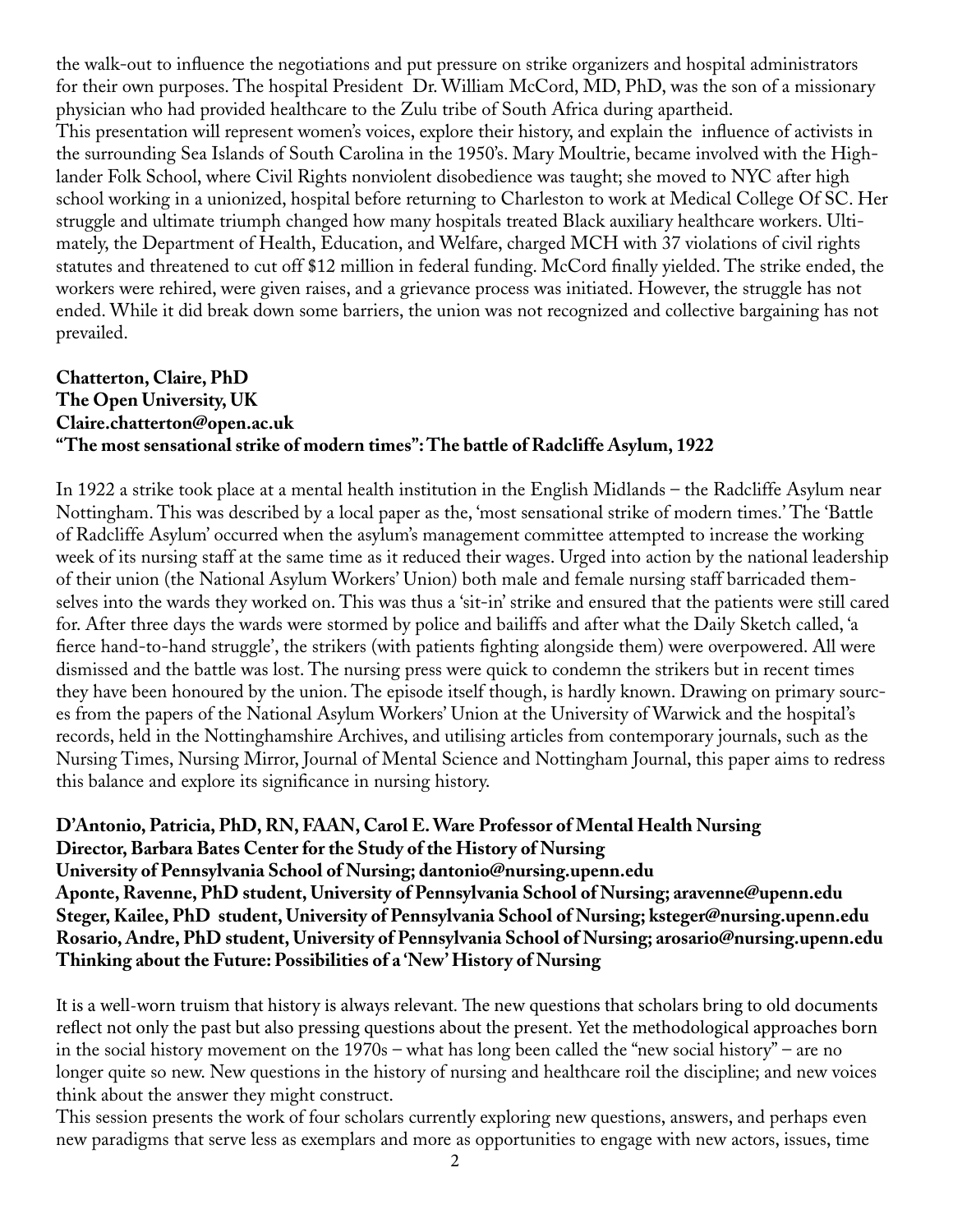the walk-out to influence the negotiations and put pressure on strike organizers and hospital administrators for their own purposes. The hospital President Dr. William McCord, MD, PhD, was the son of a missionary physician who had provided healthcare to the Zulu tribe of South Africa during apartheid.

This presentation will represent women's voices, explore their history, and explain the influence of activists in the surrounding Sea Islands of South Carolina in the 1950's. Mary Moultrie, became involved with the Highlander Folk School, where Civil Rights nonviolent disobedience was taught; she moved to NYC after high school working in a unionized, hospital before returning to Charleston to work at Medical College Of SC. Her struggle and ultimate triumph changed how many hospitals treated Black auxiliary healthcare workers. Ultimately, the Department of Health, Education, and Welfare, charged MCH with 37 violations of civil rights statutes and threatened to cut off $12 million in federal funding. McCord finally yielded. The strike ended, the workers were rehired, were given raises, and a grievance process was initiated. However, the struggle has not ended. While it did break down some barriers, the union was not recognized and collective bargaining has not prevailed.

**Chatterton, Claire, PhD**
**The Open University, UK**
**Claire.chatterton@open.ac.uk**
**"The most sensational strike of modern times": The battle of Radcliffe Asylum, 1922**

In 1922 a strike took place at a mental health institution in the English Midlands – the Radcliffe Asylum near Nottingham. This was described by a local paper as the, 'most sensational strike of modern times.' The 'Battle of Radcliffe Asylum' occurred when the asylum's management committee attempted to increase the working week of its nursing staff at the same time as it reduced their wages. Urged into action by the national leadership of their union (the National Asylum Workers' Union) both male and female nursing staff barricaded themselves into the wards they worked on. This was thus a 'sit-in' strike and ensured that the patients were still cared for. After three days the wards were stormed by police and bailiffs and after what the Daily Sketch called, 'a fierce hand-to-hand struggle', the strikers (with patients fighting alongside them) were overpowered. All were dismissed and the battle was lost. The nursing press were quick to condemn the strikers but in recent times they have been honoured by the union. The episode itself though, is hardly known. Drawing on primary sources from the papers of the National Asylum Workers' Union at the University of Warwick and the hospital's records, held in the Nottinghamshire Archives, and utilising articles from contemporary journals, such as the Nursing Times, Nursing Mirror, Journal of Mental Science and Nottingham Journal, this paper aims to redress this balance and explore its significance in nursing history.

**D'Antonio, Patricia, PhD, RN, FAAN, Carol E. Ware Professor of Mental Health Nursing**
**Director, Barbara Bates Center for the Study of the History of Nursing**
**University of Pennsylvania School of Nursing; dantonio@nursing.upenn.edu**
**Aponte, Ravenne, PhD student, University of Pennsylvania School of Nursing; aravenne@upenn.edu**
**Steger, Kailee, PhD student, University of Pennsylvania School of Nursing; ksteger@nursing.upenn.edu**
**Rosario, Andre, PhD student, University of Pennsylvania School of Nursing; arosario@nursing.upenn.edu**
**Thinking about the Future: Possibilities of a 'New' History of Nursing**

It is a well-worn truism that history is always relevant. The new questions that scholars bring to old documents reflect not only the past but also pressing questions about the present. Yet the methodological approaches born in the social history movement on the 1970s – what has long been called the "new social history" – are no longer quite so new. New questions in the history of nursing and healthcare roil the discipline; and new voices think about the answer they might construct.

This session presents the work of four scholars currently exploring new questions, answers, and perhaps even new paradigms that serve less as exemplars and more as opportunities to engage with new actors, issues, time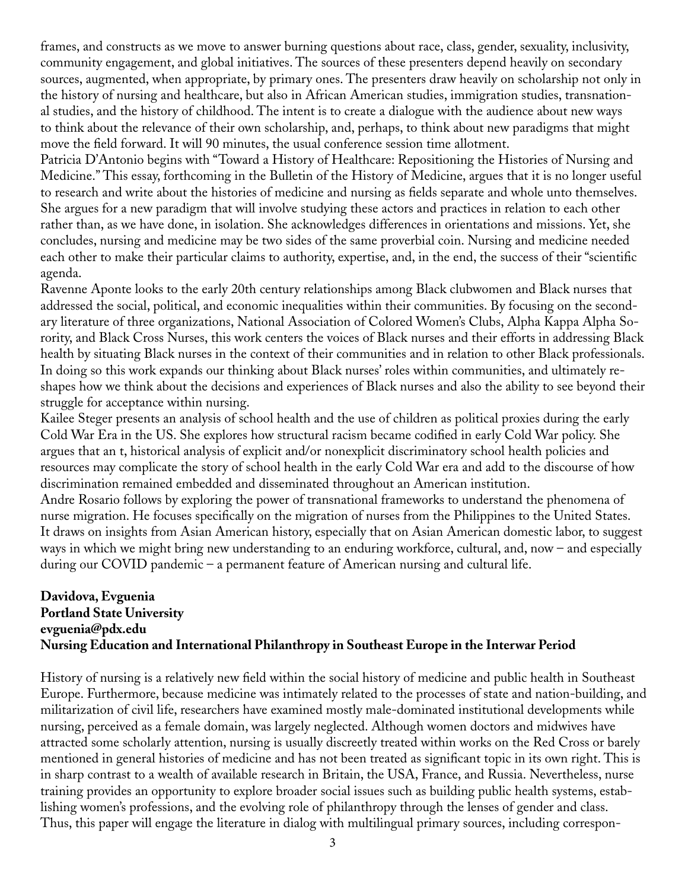frames, and constructs as we move to answer burning questions about race, class, gender, sexuality, inclusivity, community engagement, and global initiatives. The sources of these presenters depend heavily on secondary sources, augmented, when appropriate, by primary ones. The presenters draw heavily on scholarship not only in the history of nursing and healthcare, but also in African American studies, immigration studies, transnational studies, and the history of childhood. The intent is to create a dialogue with the audience about new ways to think about the relevance of their own scholarship, and, perhaps, to think about new paradigms that might move the field forward. It will 90 minutes, the usual conference session time allotment.

Patricia D'Antonio begins with "Toward a History of Healthcare: Repositioning the Histories of Nursing and Medicine." This essay, forthcoming in the Bulletin of the History of Medicine, argues that it is no longer useful to research and write about the histories of medicine and nursing as fields separate and whole unto themselves. She argues for a new paradigm that will involve studying these actors and practices in relation to each other rather than, as we have done, in isolation. She acknowledges differences in orientations and missions. Yet, she concludes, nursing and medicine may be two sides of the same proverbial coin. Nursing and medicine needed each other to make their particular claims to authority, expertise, and, in the end, the success of their "scientific agenda.

Ravenne Aponte looks to the early 20th century relationships among Black clubwomen and Black nurses that addressed the social, political, and economic inequalities within their communities. By focusing on the secondary literature of three organizations, National Association of Colored Women's Clubs, Alpha Kappa Alpha Sorority, and Black Cross Nurses, this work centers the voices of Black nurses and their efforts in addressing Black health by situating Black nurses in the context of their communities and in relation to other Black professionals. In doing so this work expands our thinking about Black nurses' roles within communities, and ultimately reshapes how we think about the decisions and experiences of Black nurses and also the ability to see beyond their struggle for acceptance within nursing.

Kailee Steger presents an analysis of school health and the use of children as political proxies during the early Cold War Era in the US. She explores how structural racism became codified in early Cold War policy. She argues that an t, historical analysis of explicit and/or nonexplicit discriminatory school health policies and resources may complicate the story of school health in the early Cold War era and add to the discourse of how discrimination remained embedded and disseminated throughout an American institution.

Andre Rosario follows by exploring the power of transnational frameworks to understand the phenomena of nurse migration. He focuses specifically on the migration of nurses from the Philippines to the United States. It draws on insights from Asian American history, especially that on Asian American domestic labor, to suggest ways in which we might bring new understanding to an enduring workforce, cultural, and, now – and especially during our COVID pandemic – a permanent feature of American nursing and cultural life.

**Davidova, Evguenia**
**Portland State University**
**evguenia@pdx.edu**
**Nursing Education and International Philanthropy in Southeast Europe in the Interwar Period**

History of nursing is a relatively new field within the social history of medicine and public health in Southeast Europe. Furthermore, because medicine was intimately related to the processes of state and nation-building, and militarization of civil life, researchers have examined mostly male-dominated institutional developments while nursing, perceived as a female domain, was largely neglected. Although women doctors and midwives have attracted some scholarly attention, nursing is usually discreetly treated within works on the Red Cross or barely mentioned in general histories of medicine and has not been treated as significant topic in its own right. This is in sharp contrast to a wealth of available research in Britain, the USA, France, and Russia. Nevertheless, nurse training provides an opportunity to explore broader social issues such as building public health systems, establishing women's professions, and the evolving role of philanthropy through the lenses of gender and class. Thus, this paper will engage the literature in dialog with multilingual primary sources, including correspon-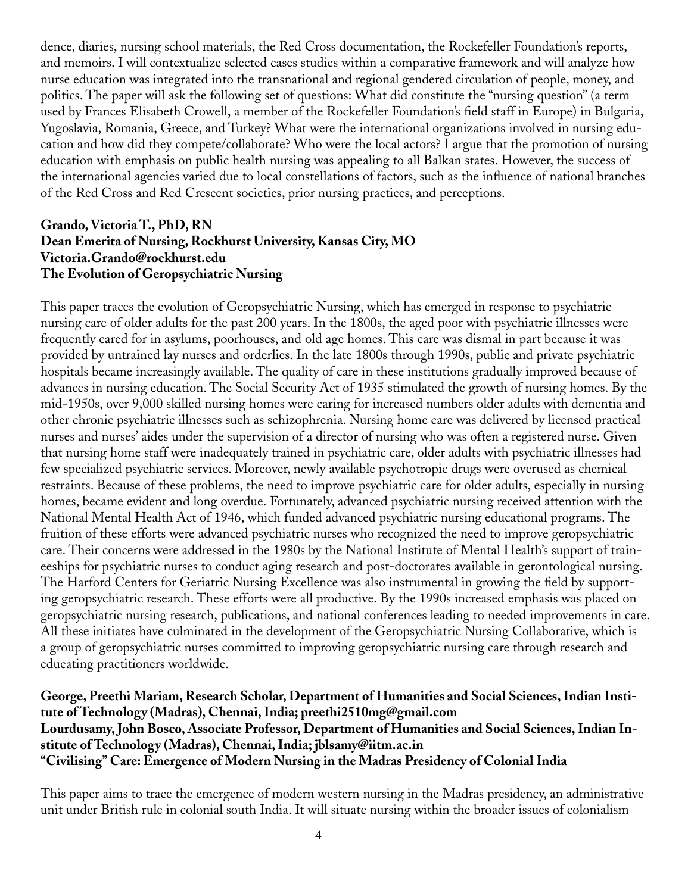dence, diaries, nursing school materials, the Red Cross documentation, the Rockefeller Foundation's reports, and memoirs. I will contextualize selected cases studies within a comparative framework and will analyze how nurse education was integrated into the transnational and regional gendered circulation of people, money, and politics. The paper will ask the following set of questions: What did constitute the "nursing question" (a term used by Frances Elisabeth Crowell, a member of the Rockefeller Foundation's field staff in Europe) in Bulgaria, Yugoslavia, Romania, Greece, and Turkey? What were the international organizations involved in nursing education and how did they compete/collaborate? Who were the local actors? I argue that the promotion of nursing education with emphasis on public health nursing was appealing to all Balkan states. However, the success of the international agencies varied due to local constellations of factors, such as the influence of national branches of the Red Cross and Red Crescent societies, prior nursing practices, and perceptions.

**Grando, Victoria T., PhD, RN**
**Dean Emerita of Nursing, Rockhurst University, Kansas City, MO**
**Victoria.Grando@rockhurst.edu**
**The Evolution of Geropsychiatric Nursing**

This paper traces the evolution of Geropsychiatric Nursing, which has emerged in response to psychiatric nursing care of older adults for the past 200 years. In the 1800s, the aged poor with psychiatric illnesses were frequently cared for in asylums, poorhouses, and old age homes. This care was dismal in part because it was provided by untrained lay nurses and orderlies. In the late 1800s through 1990s, public and private psychiatric hospitals became increasingly available. The quality of care in these institutions gradually improved because of advances in nursing education. The Social Security Act of 1935 stimulated the growth of nursing homes. By the mid-1950s, over 9,000 skilled nursing homes were caring for increased numbers older adults with dementia and other chronic psychiatric illnesses such as schizophrenia. Nursing home care was delivered by licensed practical nurses and nurses' aides under the supervision of a director of nursing who was often a registered nurse. Given that nursing home staff were inadequately trained in psychiatric care, older adults with psychiatric illnesses had few specialized psychiatric services. Moreover, newly available psychotropic drugs were overused as chemical restraints. Because of these problems, the need to improve psychiatric care for older adults, especially in nursing homes, became evident and long overdue. Fortunately, advanced psychiatric nursing received attention with the National Mental Health Act of 1946, which funded advanced psychiatric nursing educational programs. The fruition of these efforts were advanced psychiatric nurses who recognized the need to improve geropsychiatric care. Their concerns were addressed in the 1980s by the National Institute of Mental Health's support of traineeships for psychiatric nurses to conduct aging research and post-doctorates available in gerontological nursing. The Harford Centers for Geriatric Nursing Excellence was also instrumental in growing the field by supporting geropsychiatric research. These efforts were all productive. By the 1990s increased emphasis was placed on geropsychiatric nursing research, publications, and national conferences leading to needed improvements in care. All these initiates have culminated in the development of the Geropsychiatric Nursing Collaborative, which is a group of geropsychiatric nurses committed to improving geropsychiatric nursing care through research and educating practitioners worldwide.

**George, Preethi Mariam, Research Scholar, Department of Humanities and Social Sciences, Indian Institute of Technology (Madras), Chennai, India; preethi2510mg@gmail.com**
**Lourdusamy, John Bosco, Associate Professor, Department of Humanities and Social Sciences, Indian Institute of Technology (Madras), Chennai, India; jblsamy@iitm.ac.in**
**"Civilising" Care: Emergence of Modern Nursing in the Madras Presidency of Colonial India**

This paper aims to trace the emergence of modern western nursing in the Madras presidency, an administrative unit under British rule in colonial south India. It will situate nursing within the broader issues of colonialism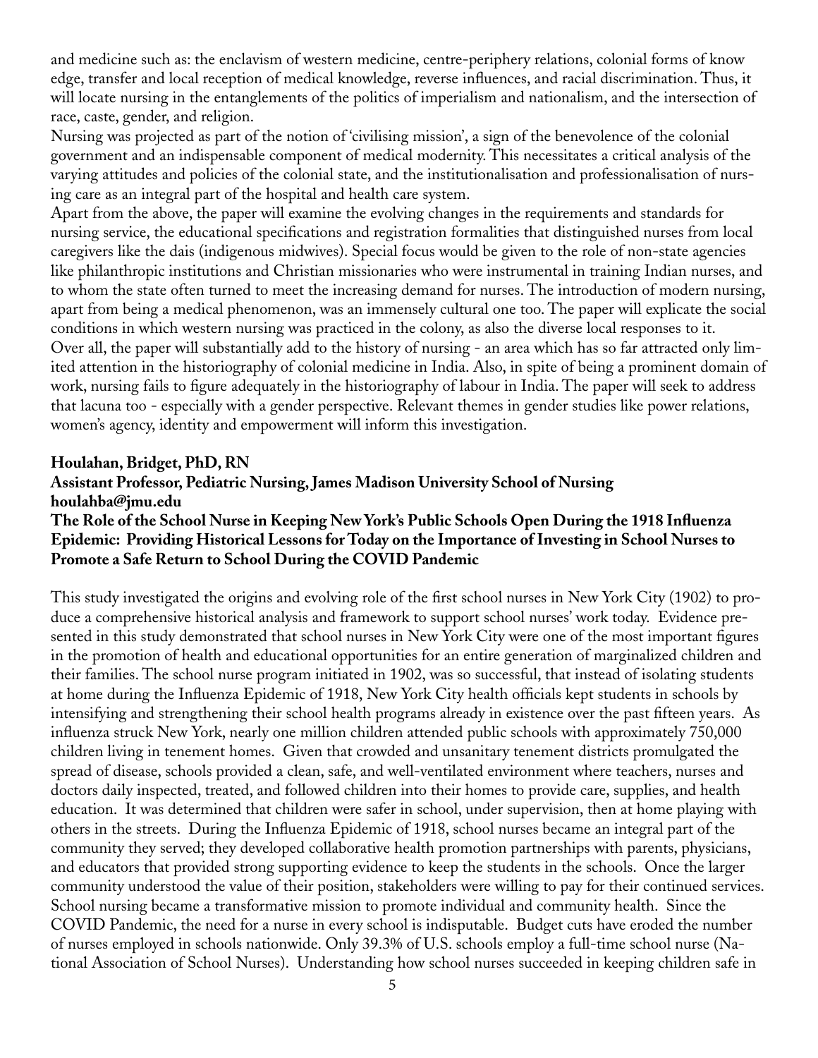and medicine such as: the enclavism of western medicine, centre-periphery relations, colonial forms of knowledge, transfer and local reception of medical knowledge, reverse influences, and racial discrimination. Thus, it will locate nursing in the entanglements of the politics of imperialism and nationalism, and the intersection of race, caste, gender, and religion.

Nursing was projected as part of the notion of 'civilising mission', a sign of the benevolence of the colonial government and an indispensable component of medical modernity. This necessitates a critical analysis of the varying attitudes and policies of the colonial state, and the institutionalisation and professionalisation of nursing care as an integral part of the hospital and health care system.

Apart from the above, the paper will examine the evolving changes in the requirements and standards for nursing service, the educational specifications and registration formalities that distinguished nurses from local caregivers like the dais (indigenous midwives). Special focus would be given to the role of non-state agencies like philanthropic institutions and Christian missionaries who were instrumental in training Indian nurses, and to whom the state often turned to meet the increasing demand for nurses. The introduction of modern nursing, apart from being a medical phenomenon, was an immensely cultural one too. The paper will explicate the social conditions in which western nursing was practiced in the colony, as also the diverse local responses to it.

Over all, the paper will substantially add to the history of nursing - an area which has so far attracted only limited attention in the historiography of colonial medicine in India. Also, in spite of being a prominent domain of work, nursing fails to figure adequately in the historiography of labour in India. The paper will seek to address that lacuna too - especially with a gender perspective. Relevant themes in gender studies like power relations, women's agency, identity and empowerment will inform this investigation.

**Houlahan, Bridget, PhD, RN**
**Assistant Professor, Pediatric Nursing, James Madison University School of Nursing**
**houlahba@jmu.edu**
**The Role of the School Nurse in Keeping New York's Public Schools Open During the 1918 Influenza Epidemic: Providing Historical Lessons for Today on the Importance of Investing in School Nurses to Promote a Safe Return to School During the COVID Pandemic**

This study investigated the origins and evolving role of the first school nurses in New York City (1902) to produce a comprehensive historical analysis and framework to support school nurses' work today. Evidence presented in this study demonstrated that school nurses in New York City were one of the most important figures in the promotion of health and educational opportunities for an entire generation of marginalized children and their families. The school nurse program initiated in 1902, was so successful, that instead of isolating students at home during the Influenza Epidemic of 1918, New York City health officials kept students in schools by intensifying and strengthening their school health programs already in existence over the past fifteen years. As influenza struck New York, nearly one million children attended public schools with approximately 750,000 children living in tenement homes. Given that crowded and unsanitary tenement districts promulgated the spread of disease, schools provided a clean, safe, and well-ventilated environment where teachers, nurses and doctors daily inspected, treated, and followed children into their homes to provide care, supplies, and health education. It was determined that children were safer in school, under supervision, then at home playing with others in the streets. During the Influenza Epidemic of 1918, school nurses became an integral part of the community they served; they developed collaborative health promotion partnerships with parents, physicians, and educators that provided strong supporting evidence to keep the students in the schools. Once the larger community understood the value of their position, stakeholders were willing to pay for their continued services. School nursing became a transformative mission to promote individual and community health. Since the COVID Pandemic, the need for a nurse in every school is indisputable. Budget cuts have eroded the number of nurses employed in schools nationwide. Only 39.3% of U.S. schools employ a full-time school nurse (National Association of School Nurses). Understanding how school nurses succeeded in keeping children safe in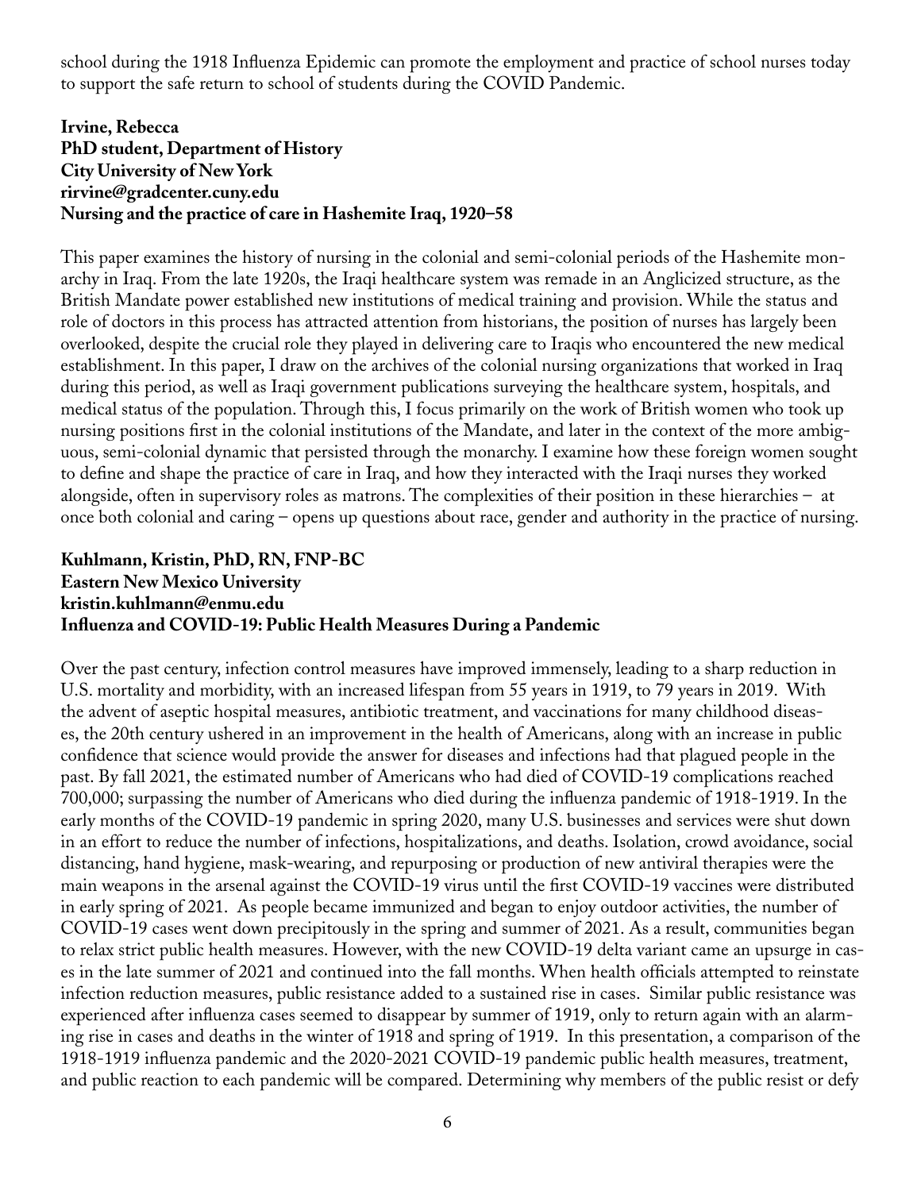school during the 1918 Influenza Epidemic can promote the employment and practice of school nurses today to support the safe return to school of students during the COVID Pandemic.

**Irvine, Rebecca**
**PhD student, Department of History**
**City University of New York**
**rirvine@gradcenter.cuny.edu**
**Nursing and the practice of care in Hashemite Iraq, 1920–58**

This paper examines the history of nursing in the colonial and semi-colonial periods of the Hashemite monarchy in Iraq. From the late 1920s, the Iraqi healthcare system was remade in an Anglicized structure, as the British Mandate power established new institutions of medical training and provision. While the status and role of doctors in this process has attracted attention from historians, the position of nurses has largely been overlooked, despite the crucial role they played in delivering care to Iraqis who encountered the new medical establishment. In this paper, I draw on the archives of the colonial nursing organizations that worked in Iraq during this period, as well as Iraqi government publications surveying the healthcare system, hospitals, and medical status of the population. Through this, I focus primarily on the work of British women who took up nursing positions first in the colonial institutions of the Mandate, and later in the context of the more ambiguous, semi-colonial dynamic that persisted through the monarchy. I examine how these foreign women sought to define and shape the practice of care in Iraq, and how they interacted with the Iraqi nurses they worked alongside, often in supervisory roles as matrons. The complexities of their position in these hierarchies – at once both colonial and caring – opens up questions about race, gender and authority in the practice of nursing.

**Kuhlmann, Kristin, PhD, RN, FNP-BC**
**Eastern New Mexico University**
**kristin.kuhlmann@enmu.edu**
**Influenza and COVID-19: Public Health Measures During a Pandemic**

Over the past century, infection control measures have improved immensely, leading to a sharp reduction in U.S. mortality and morbidity, with an increased lifespan from 55 years in 1919, to 79 years in 2019. With the advent of aseptic hospital measures, antibiotic treatment, and vaccinations for many childhood diseases, the 20th century ushered in an improvement in the health of Americans, along with an increase in public confidence that science would provide the answer for diseases and infections had that plagued people in the past. By fall 2021, the estimated number of Americans who had died of COVID-19 complications reached 700,000; surpassing the number of Americans who died during the influenza pandemic of 1918-1919. In the early months of the COVID-19 pandemic in spring 2020, many U.S. businesses and services were shut down in an effort to reduce the number of infections, hospitalizations, and deaths. Isolation, crowd avoidance, social distancing, hand hygiene, mask-wearing, and repurposing or production of new antiviral therapies were the main weapons in the arsenal against the COVID-19 virus until the first COVID-19 vaccines were distributed in early spring of 2021. As people became immunized and began to enjoy outdoor activities, the number of COVID-19 cases went down precipitously in the spring and summer of 2021. As a result, communities began to relax strict public health measures. However, with the new COVID-19 delta variant came an upsurge in cases in the late summer of 2021 and continued into the fall months. When health officials attempted to reinstate infection reduction measures, public resistance added to a sustained rise in cases. Similar public resistance was experienced after influenza cases seemed to disappear by summer of 1919, only to return again with an alarming rise in cases and deaths in the winter of 1918 and spring of 1919. In this presentation, a comparison of the 1918-1919 influenza pandemic and the 2020-2021 COVID-19 pandemic public health measures, treatment, and public reaction to each pandemic will be compared. Determining why members of the public resist or defy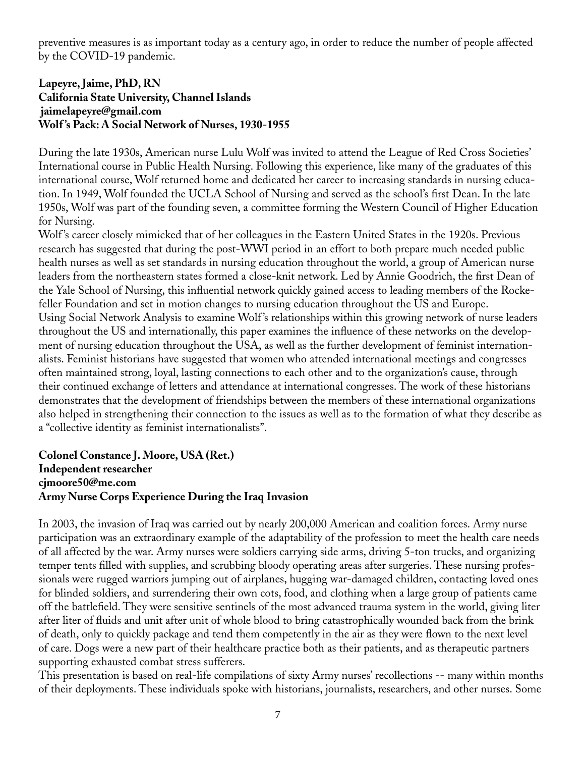preventive measures is as important today as a century ago, in order to reduce the number of people affected by the COVID-19 pandemic.

**Lapeyre, Jaime, PhD, RN**
**California State University, Channel Islands**
**jaimelapeyre@gmail.com**
**Wolf's Pack: A Social Network of Nurses, 1930-1955**

During the late 1930s, American nurse Lulu Wolf was invited to attend the League of Red Cross Societies' International course in Public Health Nursing. Following this experience, like many of the graduates of this international course, Wolf returned home and dedicated her career to increasing standards in nursing education. In 1949, Wolf founded the UCLA School of Nursing and served as the school's first Dean. In the late 1950s, Wolf was part of the founding seven, a committee forming the Western Council of Higher Education for Nursing.

Wolf's career closely mimicked that of her colleagues in the Eastern United States in the 1920s. Previous research has suggested that during the post-WWI period in an effort to both prepare much needed public health nurses as well as set standards in nursing education throughout the world, a group of American nurse leaders from the northeastern states formed a close-knit network. Led by Annie Goodrich, the first Dean of the Yale School of Nursing, this influential network quickly gained access to leading members of the Rockefeller Foundation and set in motion changes to nursing education throughout the US and Europe.

Using Social Network Analysis to examine Wolf's relationships within this growing network of nurse leaders throughout the US and internationally, this paper examines the influence of these networks on the development of nursing education throughout the USA, as well as the further development of feminist internationalists. Feminist historians have suggested that women who attended international meetings and congresses often maintained strong, loyal, lasting connections to each other and to the organization's cause, through their continued exchange of letters and attendance at international congresses. The work of these historians demonstrates that the development of friendships between the members of these international organizations also helped in strengthening their connection to the issues as well as to the formation of what they describe as a "collective identity as feminist internationalists".

**Colonel Constance J. Moore, USA (Ret.)**
**Independent researcher**
**cjmoore50@me.com**
**Army Nurse Corps Experience During the Iraq Invasion**

In 2003, the invasion of Iraq was carried out by nearly 200,000 American and coalition forces. Army nurse participation was an extraordinary example of the adaptability of the profession to meet the health care needs of all affected by the war. Army nurses were soldiers carrying side arms, driving 5-ton trucks, and organizing temper tents filled with supplies, and scrubbing bloody operating areas after surgeries. These nursing professionals were rugged warriors jumping out of airplanes, hugging war-damaged children, contacting loved ones for blinded soldiers, and surrendering their own cots, food, and clothing when a large group of patients came off the battlefield. They were sensitive sentinels of the most advanced trauma system in the world, giving liter after liter of fluids and unit after unit of whole blood to bring catastrophically wounded back from the brink of death, only to quickly package and tend them competently in the air as they were flown to the next level of care. Dogs were a new part of their healthcare practice both as their patients, and as therapeutic partners supporting exhausted combat stress sufferers.

This presentation is based on real-life compilations of sixty Army nurses' recollections -- many within months of their deployments. These individuals spoke with historians, journalists, researchers, and other nurses. Some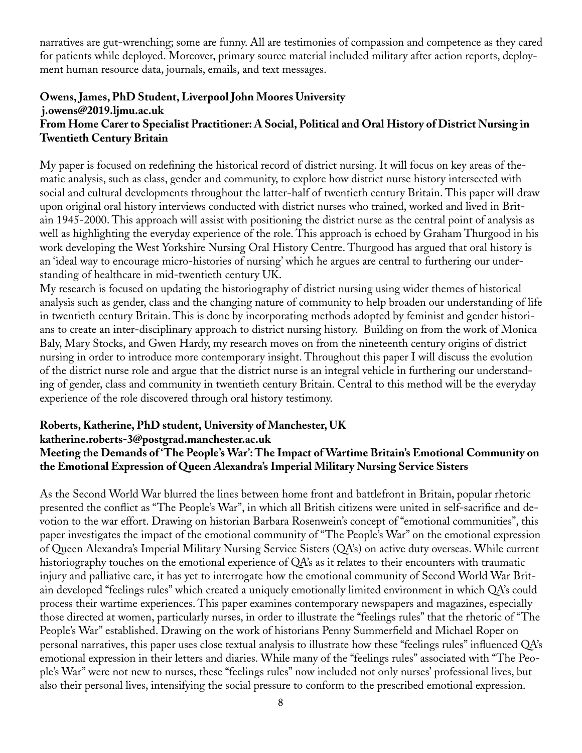narratives are gut-wrenching; some are funny. All are testimonies of compassion and competence as they cared for patients while deployed. Moreover, primary source material included military after action reports, deployment human resource data, journals, emails, and text messages.

**Owens, James, PhD Student, Liverpool John Moores University**
**j.owens@2019.ljmu.ac.uk**
**From Home Carer to Specialist Practitioner: A Social, Political and Oral History of District Nursing in Twentieth Century Britain**

My paper is focused on redefining the historical record of district nursing. It will focus on key areas of thematic analysis, such as class, gender and community, to explore how district nurse history intersected with social and cultural developments throughout the latter-half of twentieth century Britain. This paper will draw upon original oral history interviews conducted with district nurses who trained, worked and lived in Britain 1945-2000. This approach will assist with positioning the district nurse as the central point of analysis as well as highlighting the everyday experience of the role. This approach is echoed by Graham Thurgood in his work developing the West Yorkshire Nursing Oral History Centre. Thurgood has argued that oral history is an 'ideal way to encourage micro-histories of nursing' which he argues are central to furthering our understanding of healthcare in mid-twentieth century UK.

My research is focused on updating the historiography of district nursing using wider themes of historical analysis such as gender, class and the changing nature of community to help broaden our understanding of life in twentieth century Britain. This is done by incorporating methods adopted by feminist and gender historians to create an inter-disciplinary approach to district nursing history. Building on from the work of Monica Baly, Mary Stocks, and Gwen Hardy, my research moves on from the nineteenth century origins of district nursing in order to introduce more contemporary insight. Throughout this paper I will discuss the evolution of the district nurse role and argue that the district nurse is an integral vehicle in furthering our understanding of gender, class and community in twentieth century Britain. Central to this method will be the everyday experience of the role discovered through oral history testimony.

**Roberts, Katherine, PhD student, University of Manchester, UK**
**katherine.roberts-3@postgrad.manchester.ac.uk**
**Meeting the Demands of 'The People's War': The Impact of Wartime Britain's Emotional Community on the Emotional Expression of Queen Alexandra's Imperial Military Nursing Service Sisters**

As the Second World War blurred the lines between home front and battlefront in Britain, popular rhetoric presented the conflict as "The People's War", in which all British citizens were united in self-sacrifice and devotion to the war effort. Drawing on historian Barbara Rosenwein's concept of "emotional communities", this paper investigates the impact of the emotional community of "The People's War" on the emotional expression of Queen Alexandra's Imperial Military Nursing Service Sisters (QA's) on active duty overseas. While current historiography touches on the emotional experience of QA's as it relates to their encounters with traumatic injury and palliative care, it has yet to interrogate how the emotional community of Second World War Britain developed "feelings rules" which created a uniquely emotionally limited environment in which QA's could process their wartime experiences. This paper examines contemporary newspapers and magazines, especially those directed at women, particularly nurses, in order to illustrate the "feelings rules" that the rhetoric of "The People's War" established. Drawing on the work of historians Penny Summerfield and Michael Roper on personal narratives, this paper uses close textual analysis to illustrate how these "feelings rules" influenced QA's emotional expression in their letters and diaries. While many of the "feelings rules" associated with "The People's War" were not new to nurses, these "feelings rules" now included not only nurses' professional lives, but also their personal lives, intensifying the social pressure to conform to the prescribed emotional expression.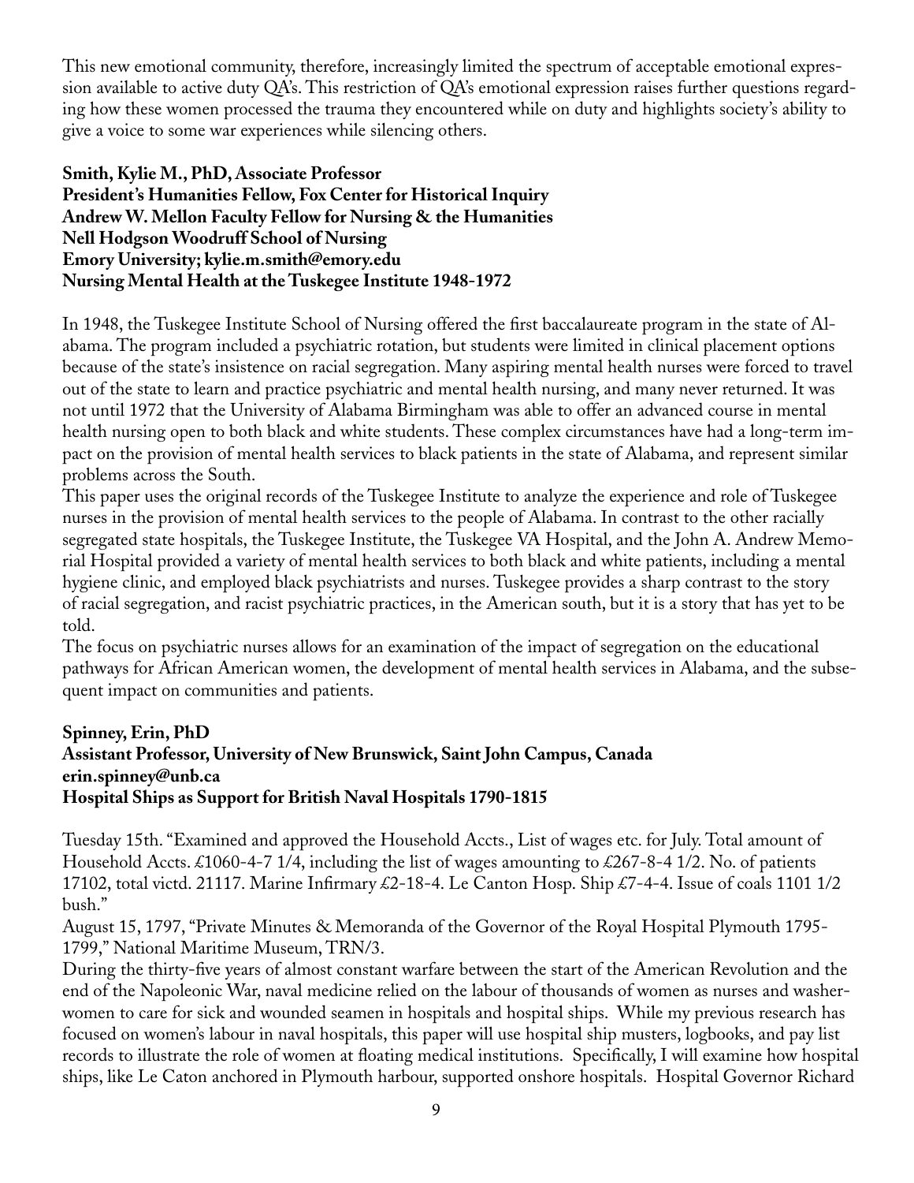This new emotional community, therefore, increasingly limited the spectrum of acceptable emotional expression available to active duty QA's. This restriction of QA's emotional expression raises further questions regarding how these women processed the trauma they encountered while on duty and highlights society's ability to give a voice to some war experiences while silencing others.

**Smith, Kylie M., PhD, Associate Professor**
**President's Humanities Fellow, Fox Center for Historical Inquiry**
**Andrew W. Mellon Faculty Fellow for Nursing & the Humanities**
**Nell Hodgson Woodruff School of Nursing**
**Emory University; kylie.m.smith@emory.edu**
**Nursing Mental Health at the Tuskegee Institute 1948-1972**

In 1948, the Tuskegee Institute School of Nursing offered the first baccalaureate program in the state of Alabama. The program included a psychiatric rotation, but students were limited in clinical placement options because of the state's insistence on racial segregation. Many aspiring mental health nurses were forced to travel out of the state to learn and practice psychiatric and mental health nursing, and many never returned. It was not until 1972 that the University of Alabama Birmingham was able to offer an advanced course in mental health nursing open to both black and white students. These complex circumstances have had a long-term impact on the provision of mental health services to black patients in the state of Alabama, and represent similar problems across the South.

This paper uses the original records of the Tuskegee Institute to analyze the experience and role of Tuskegee nurses in the provision of mental health services to the people of Alabama. In contrast to the other racially segregated state hospitals, the Tuskegee Institute, the Tuskegee VA Hospital, and the John A. Andrew Memorial Hospital provided a variety of mental health services to both black and white patients, including a mental hygiene clinic, and employed black psychiatrists and nurses. Tuskegee provides a sharp contrast to the story of racial segregation, and racist psychiatric practices, in the American south, but it is a story that has yet to be told.

The focus on psychiatric nurses allows for an examination of the impact of segregation on the educational pathways for African American women, the development of mental health services in Alabama, and the subsequent impact on communities and patients.

**Spinney, Erin, PhD**
**Assistant Professor, University of New Brunswick, Saint John Campus, Canada**
**erin.spinney@unb.ca**
**Hospital Ships as Support for British Naval Hospitals 1790-1815**

Tuesday 15th. "Examined and approved the Household Accts., List of wages etc. for July. Total amount of Household Accts. £1060-4-7 1/4, including the list of wages amounting to £267-8-4 1/2. No. of patients 17102, total victd. 21117. Marine Infirmary £2-18-4. Le Canton Hosp. Ship £7-4-4. Issue of coals 1101 1/2 bush."

August 15, 1797, "Private Minutes & Memoranda of the Governor of the Royal Hospital Plymouth 1795-1799," National Maritime Museum, TRN/3.

During the thirty-five years of almost constant warfare between the start of the American Revolution and the end of the Napoleonic War, naval medicine relied on the labour of thousands of women as nurses and washerwomen to care for sick and wounded seamen in hospitals and hospital ships. While my previous research has focused on women's labour in naval hospitals, this paper will use hospital ship musters, logbooks, and pay list records to illustrate the role of women at floating medical institutions. Specifically, I will examine how hospital ships, like Le Caton anchored in Plymouth harbour, supported onshore hospitals. Hospital Governor Richard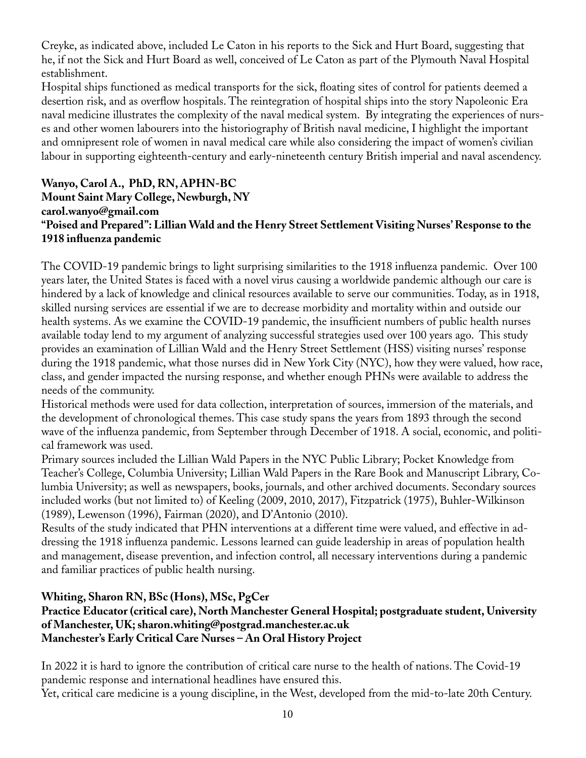Creyke, as indicated above, included Le Caton in his reports to the Sick and Hurt Board, suggesting that he, if not the Sick and Hurt Board as well, conceived of Le Caton as part of the Plymouth Naval Hospital establishment.

Hospital ships functioned as medical transports for the sick, floating sites of control for patients deemed a desertion risk, and as overflow hospitals. The reintegration of hospital ships into the story Napoleonic Era naval medicine illustrates the complexity of the naval medical system. By integrating the experiences of nurses and other women labourers into the historiography of British naval medicine, I highlight the important and omnipresent role of women in naval medical care while also considering the impact of women's civilian labour in supporting eighteenth-century and early-nineteenth century British imperial and naval ascendency.

**Wanyo, Carol A., PhD, RN, APHN-BC**
**Mount Saint Mary College, Newburgh, NY**
**carol.wanyo@gmail.com**
**"Poised and Prepared": Lillian Wald and the Henry Street Settlement Visiting Nurses' Response to the 1918 influenza pandemic**

The COVID-19 pandemic brings to light surprising similarities to the 1918 influenza pandemic. Over 100 years later, the United States is faced with a novel virus causing a worldwide pandemic although our care is hindered by a lack of knowledge and clinical resources available to serve our communities. Today, as in 1918, skilled nursing services are essential if we are to decrease morbidity and mortality within and outside our health systems. As we examine the COVID-19 pandemic, the insufficient numbers of public health nurses available today lend to my argument of analyzing successful strategies used over 100 years ago. This study provides an examination of Lillian Wald and the Henry Street Settlement (HSS) visiting nurses' response during the 1918 pandemic, what those nurses did in New York City (NYC), how they were valued, how race, class, and gender impacted the nursing response, and whether enough PHNs were available to address the needs of the community.

Historical methods were used for data collection, interpretation of sources, immersion of the materials, and the development of chronological themes. This case study spans the years from 1893 through the second wave of the influenza pandemic, from September through December of 1918. A social, economic, and political framework was used.

Primary sources included the Lillian Wald Papers in the NYC Public Library; Pocket Knowledge from Teacher's College, Columbia University; Lillian Wald Papers in the Rare Book and Manuscript Library, Columbia University; as well as newspapers, books, journals, and other archived documents. Secondary sources included works (but not limited to) of Keeling (2009, 2010, 2017), Fitzpatrick (1975), Buhler-Wilkinson (1989), Lewenson (1996), Fairman (2020), and D'Antonio (2010).

Results of the study indicated that PHN interventions at a different time were valued, and effective in addressing the 1918 influenza pandemic. Lessons learned can guide leadership in areas of population health and management, disease prevention, and infection control, all necessary interventions during a pandemic and familiar practices of public health nursing.

**Whiting, Sharon RN, BSc (Hons), MSc, PgCer**
**Practice Educator (critical care), North Manchester General Hospital; postgraduate student, University of Manchester, UK; sharon.whiting@postgrad.manchester.ac.uk**
**Manchester's Early Critical Care Nurses – An Oral History Project**

In 2022 it is hard to ignore the contribution of critical care nurse to the health of nations. The Covid-19 pandemic response and international headlines have ensured this.

Yet, critical care medicine is a young discipline, in the West, developed from the mid-to-late 20th Century.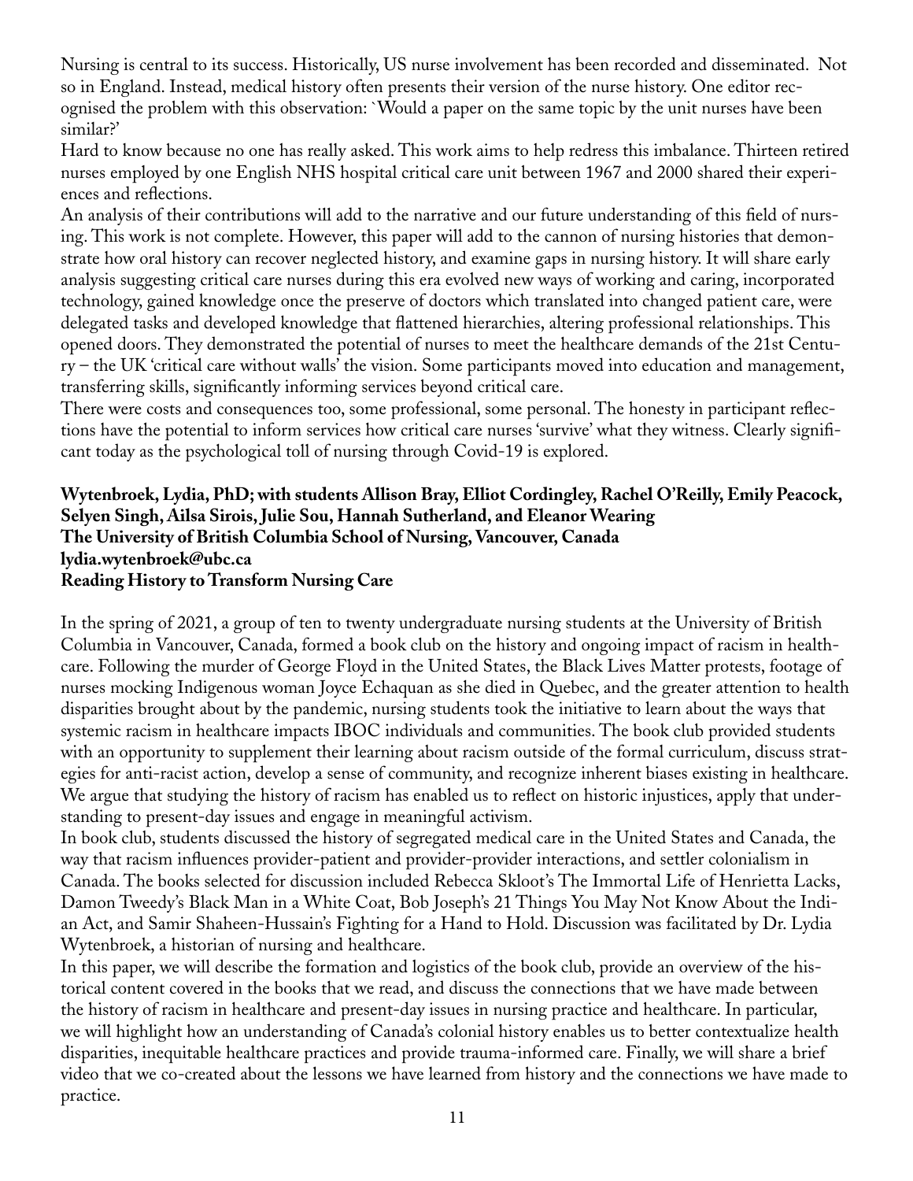Nursing is central to its success. Historically, US nurse involvement has been recorded and disseminated. Not so in England. Instead, medical history often presents their version of the nurse history. One editor recognised the problem with this observation: `Would a paper on the same topic by the unit nurses have been similar?'

Hard to know because no one has really asked. This work aims to help redress this imbalance. Thirteen retired nurses employed by one English NHS hospital critical care unit between 1967 and 2000 shared their experiences and reflections.

An analysis of their contributions will add to the narrative and our future understanding of this field of nursing. This work is not complete. However, this paper will add to the cannon of nursing histories that demonstrate how oral history can recover neglected history, and examine gaps in nursing history. It will share early analysis suggesting critical care nurses during this era evolved new ways of working and caring, incorporated technology, gained knowledge once the preserve of doctors which translated into changed patient care, were delegated tasks and developed knowledge that flattened hierarchies, altering professional relationships. This opened doors. They demonstrated the potential of nurses to meet the healthcare demands of the 21st Century – the UK 'critical care without walls' the vision. Some participants moved into education and management, transferring skills, significantly informing services beyond critical care.

There were costs and consequences too, some professional, some personal. The honesty in participant reflections have the potential to inform services how critical care nurses 'survive' what they witness. Clearly significant today as the psychological toll of nursing through Covid-19 is explored.

**Wytenbroek, Lydia, PhD; with students Allison Bray, Elliot Cordingley, Rachel O'Reilly, Emily Peacock, Selyen Singh, Ailsa Sirois, Julie Sou, Hannah Sutherland, and Eleanor Wearing**
**The University of British Columbia School of Nursing, Vancouver, Canada**
**lydia.wytenbroek@ubc.ca**
**Reading History to Transform Nursing Care**

In the spring of 2021, a group of ten to twenty undergraduate nursing students at the University of British Columbia in Vancouver, Canada, formed a book club on the history and ongoing impact of racism in healthcare. Following the murder of George Floyd in the United States, the Black Lives Matter protests, footage of nurses mocking Indigenous woman Joyce Echaquan as she died in Quebec, and the greater attention to health disparities brought about by the pandemic, nursing students took the initiative to learn about the ways that systemic racism in healthcare impacts IBOC individuals and communities. The book club provided students with an opportunity to supplement their learning about racism outside of the formal curriculum, discuss strategies for anti-racist action, develop a sense of community, and recognize inherent biases existing in healthcare. We argue that studying the history of racism has enabled us to reflect on historic injustices, apply that understanding to present-day issues and engage in meaningful activism.

In book club, students discussed the history of segregated medical care in the United States and Canada, the way that racism influences provider-patient and provider-provider interactions, and settler colonialism in Canada. The books selected for discussion included Rebecca Skloot's The Immortal Life of Henrietta Lacks, Damon Tweedy's Black Man in a White Coat, Bob Joseph's 21 Things You May Not Know About the Indian Act, and Samir Shaheen-Hussain's Fighting for a Hand to Hold. Discussion was facilitated by Dr. Lydia Wytenbroek, a historian of nursing and healthcare.

In this paper, we will describe the formation and logistics of the book club, provide an overview of the historical content covered in the books that we read, and discuss the connections that we have made between the history of racism in healthcare and present-day issues in nursing practice and healthcare. In particular, we will highlight how an understanding of Canada's colonial history enables us to better contextualize health disparities, inequitable healthcare practices and provide trauma-informed care. Finally, we will share a brief video that we co-created about the lessons we have learned from history and the connections we have made to practice.